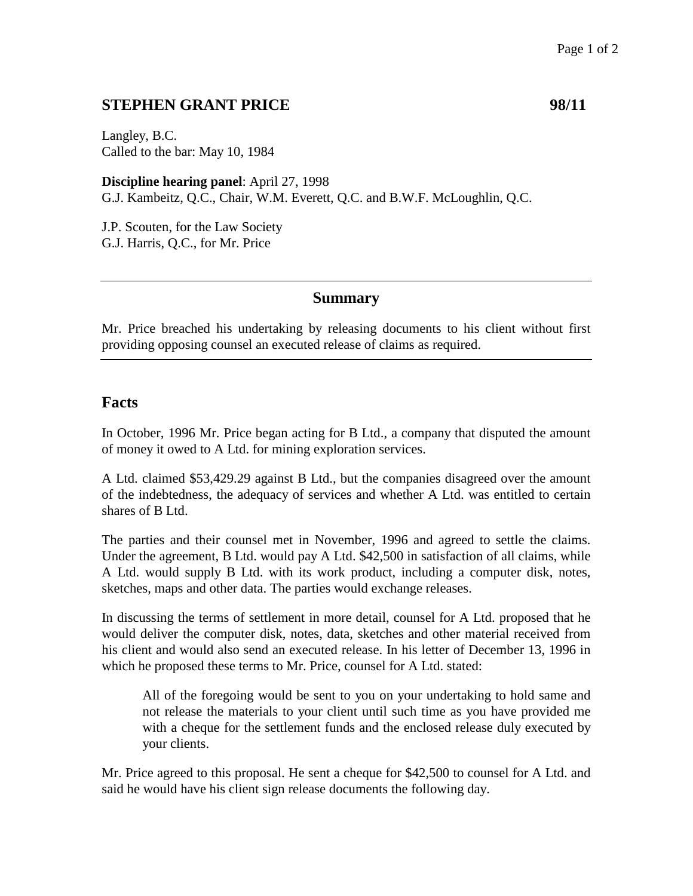# STEPHEN GRANT PRICE 98/11

Langley, B.C.
Called to the bar: May 10, 1984

**Discipline hearing panel**: April 27, 1998
G.J. Kambeitz, Q.C., Chair, W.M. Everett, Q.C. and B.W.F. McLoughlin, Q.C.

J.P. Scouten, for the Law Society
G.J. Harris, Q.C., for Mr. Price

---

## Summary

Mr. Price breached his undertaking by releasing documents to his client without first providing opposing counsel an executed release of claims as required.

---

## Facts

In October, 1996 Mr. Price began acting for B Ltd., a company that disputed the amount of money it owed to A Ltd. for mining exploration services.

A Ltd. claimed $53,429.29 against B Ltd., but the companies disagreed over the amount of the indebtedness, the adequacy of services and whether A Ltd. was entitled to certain shares of B Ltd.

The parties and their counsel met in November, 1996 and agreed to settle the claims. Under the agreement, B Ltd. would pay A Ltd. $42,500 in satisfaction of all claims, while A Ltd. would supply B Ltd. with its work product, including a computer disk, notes, sketches, maps and other data. The parties would exchange releases.

In discussing the terms of settlement in more detail, counsel for A Ltd. proposed that he would deliver the computer disk, notes, data, sketches and other material received from his client and would also send an executed release. In his letter of December 13, 1996 in which he proposed these terms to Mr. Price, counsel for A Ltd. stated:

> All of the foregoing would be sent to you on your undertaking to hold same and not release the materials to your client until such time as you have provided me with a cheque for the settlement funds and the enclosed release duly executed by your clients.

Mr. Price agreed to this proposal. He sent a cheque for $42,500 to counsel for A Ltd. and said he would have his client sign release documents the following day.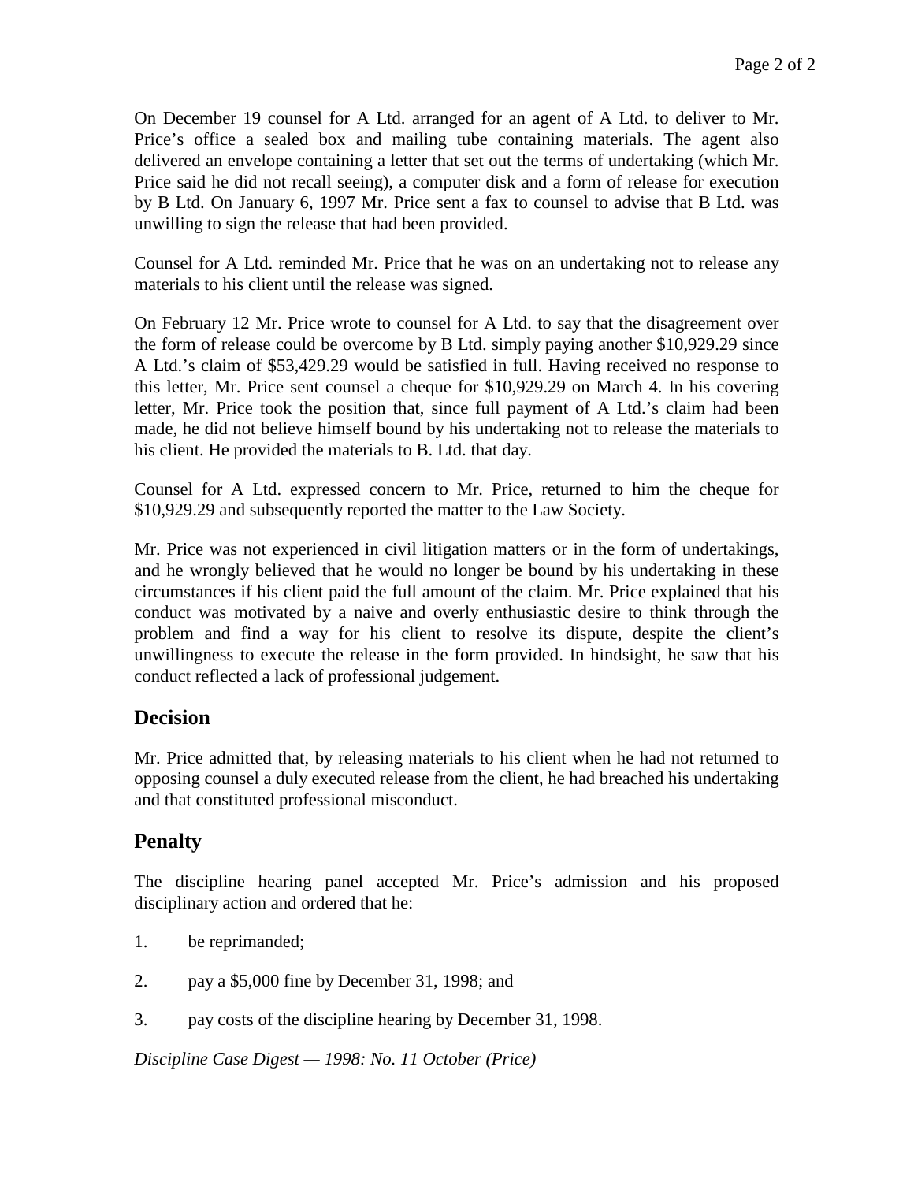On December 19 counsel for A Ltd. arranged for an agent of A Ltd. to deliver to Mr. Price's office a sealed box and mailing tube containing materials. The agent also delivered an envelope containing a letter that set out the terms of undertaking (which Mr. Price said he did not recall seeing), a computer disk and a form of release for execution by B Ltd. On January 6, 1997 Mr. Price sent a fax to counsel to advise that B Ltd. was unwilling to sign the release that had been provided.

Counsel for A Ltd. reminded Mr. Price that he was on an undertaking not to release any materials to his client until the release was signed.

On February 12 Mr. Price wrote to counsel for A Ltd. to say that the disagreement over the form of release could be overcome by B Ltd. simply paying another $10,929.29 since A Ltd.'s claim of $53,429.29 would be satisfied in full. Having received no response to this letter, Mr. Price sent counsel a cheque for $10,929.29 on March 4. In his covering letter, Mr. Price took the position that, since full payment of A Ltd.'s claim had been made, he did not believe himself bound by his undertaking not to release the materials to his client. He provided the materials to B. Ltd. that day.

Counsel for A Ltd. expressed concern to Mr. Price, returned to him the cheque for $10,929.29 and subsequently reported the matter to the Law Society.

Mr. Price was not experienced in civil litigation matters or in the form of undertakings, and he wrongly believed that he would no longer be bound by his undertaking in these circumstances if his client paid the full amount of the claim. Mr. Price explained that his conduct was motivated by a naive and overly enthusiastic desire to think through the problem and find a way for his client to resolve its dispute, despite the client's unwillingness to execute the release in the form provided. In hindsight, he saw that his conduct reflected a lack of professional judgement.

## Decision

Mr. Price admitted that, by releasing materials to his client when he had not returned to opposing counsel a duly executed release from the client, he had breached his undertaking and that constituted professional misconduct.

## Penalty

The discipline hearing panel accepted Mr. Price's admission and his proposed disciplinary action and ordered that he:

1. be reprimanded;
2. pay a $5,000 fine by December 31, 1998; and
3. pay costs of the discipline hearing by December 31, 1998.

*Discipline Case Digest — 1998: No. 11 October (Price)*